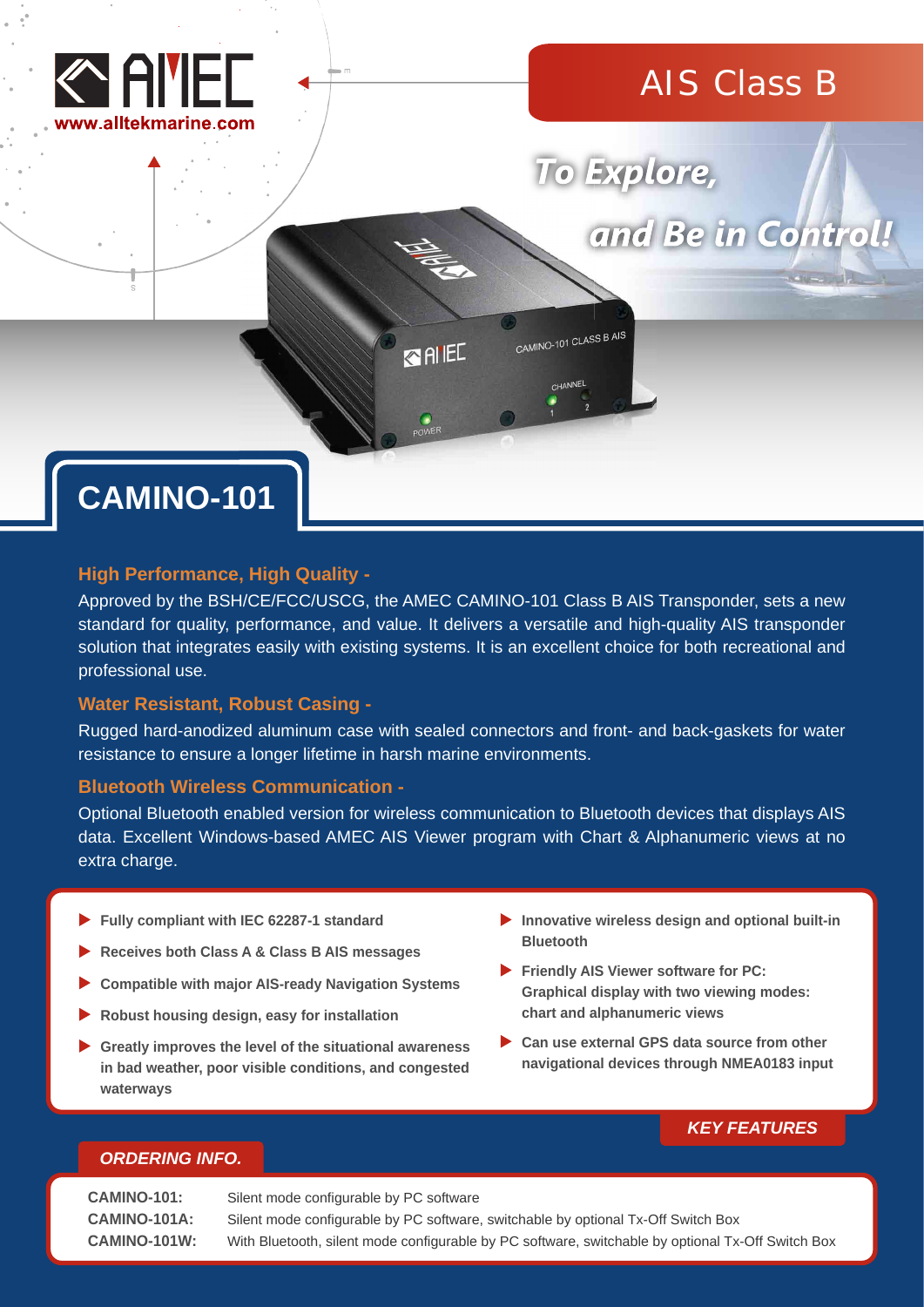AMEC
www.alltekmarine.com

# AIS Class B

**To Explore,**
**and Be in Control!**

# CAMINO-101

### High Performance, High Quality -

Approved by the BSH/CE/FCC/USCG, the AMEC CAMINO-101 Class B AIS Transponder, sets a new standard for quality, performance, and value. It delivers a versatile and high-quality AIS transponder solution that integrates easily with existing systems. It is an excellent choice for both recreational and professional use.

### Water Resistant, Robust Casing -

Rugged hard-anodized aluminum case with sealed connectors and front- and back-gaskets for water resistance to ensure a longer lifetime in harsh marine environments.

### Bluetooth Wireless Communication -

Optional Bluetooth enabled version for wireless communication to Bluetooth devices that displays AIS data. Excellent Windows-based AMEC AIS Viewer program with Chart & Alphanumeric views at no extra charge.

## KEY FEATURES

- **Fully compliant with IEC 62287-1 standard**
- **Receives both Class A & Class B AIS messages**
- **Compatible with major AIS-ready Navigation Systems**
- **Robust housing design, easy for installation**
- **Greatly improves the level of the situational awareness in bad weather, poor visible conditions, and congested waterways**
- **Innovative wireless design and optional built-in Bluetooth**
- **Friendly AIS Viewer software for PC: Graphical display with two viewing modes: chart and alphanumeric views**
- **Can use external GPS data source from other navigational devices through NMEA0183 input**

## ORDERING INFO.

| | |
|---|---|
| **CAMINO-101:** | Silent mode configurable by PC software |
| **CAMINO-101A:** | Silent mode configurable by PC software, switchable by optional Tx-Off Switch Box |
| **CAMINO-101W:** | With Bluetooth, silent mode configurable by PC software, switchable by optional Tx-Off Switch Box |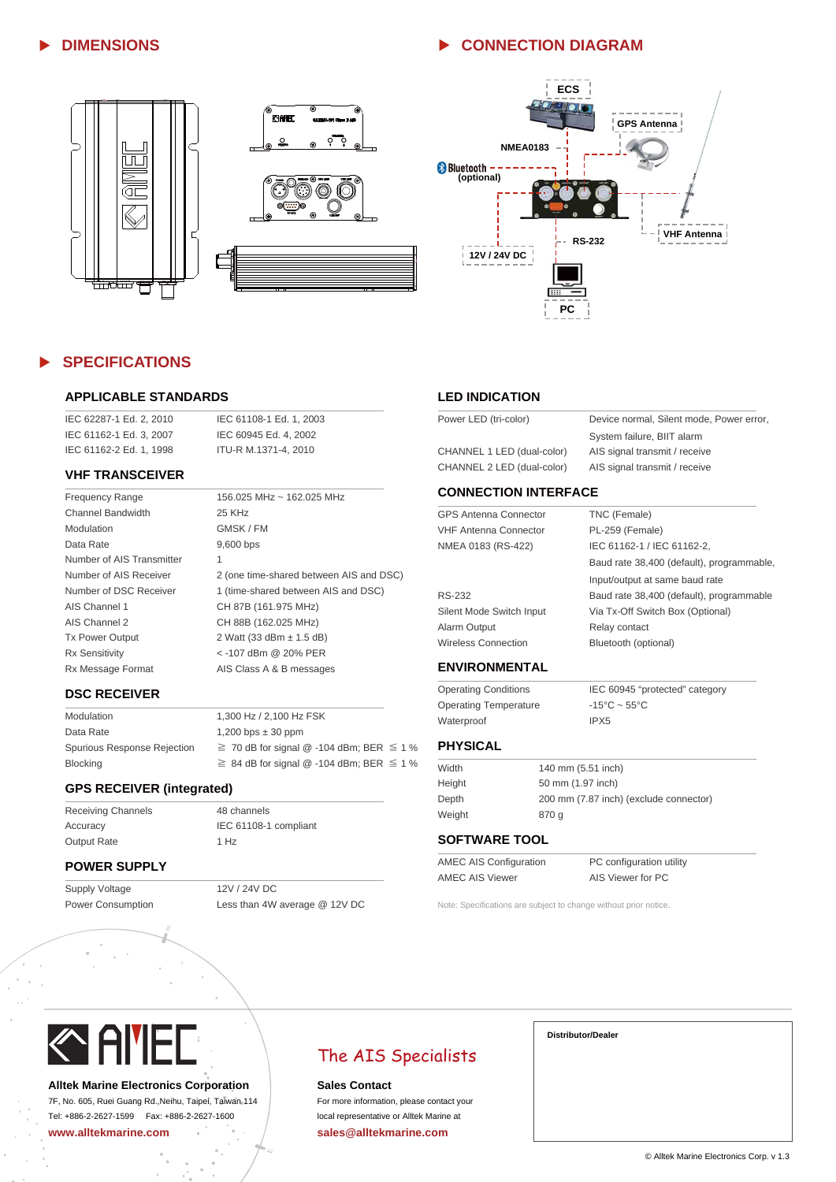## DIMENSIONS

## CONNECTION DIAGRAM

ECS

GPS Antenna

NMEA0183

Bluetooth (optional)

VHF Antenna

RS-232

12V / 24V DC

PC

## SPECIFICATIONS

### APPLICABLE STANDARDS

| | |
|---|---|
| IEC 62287-1 Ed. 2, 2010 | IEC 61108-1 Ed. 1, 2003 |
| IEC 61162-1 Ed. 3, 2007 | IEC 60945 Ed. 4, 2002 |
| IEC 61162-2 Ed. 1, 1998 | ITU-R M.1371-4, 2010 |

### VHF TRANSCEIVER

| | |
|---|---|
| Frequency Range | 156.025 MHz ~ 162.025 MHz |
| Channel Bandwidth | 25 KHz |
| Modulation | GMSK / FM |
| Data Rate | 9,600 bps |
| Number of AIS Transmitter | 1 |
| Number of AIS Receiver | 2 (one time-shared between AIS and DSC) |
| Number of DSC Receiver | 1 (time-shared between AIS and DSC) |
| AIS Channel 1 | CH 87B (161.975 MHz) |
| AIS Channel 2 | CH 88B (162.025 MHz) |
| Tx Power Output | 2 Watt (33 dBm ± 1.5 dB) |
| Rx Sensitivity | < -107 dBm @ 20% PER |
| Rx Message Format | AIS Class A & B messages |

### DSC RECEIVER

| | |
|---|---|
| Modulation | 1,300 Hz / 2,100 Hz FSK |
| Data Rate | 1,200 bps ± 30 ppm |
| Spurious Response Rejection | ≧ 70 dB for signal @ -104 dBm; BER ≦ 1 % |
| Blocking | ≧ 84 dB for signal @ -104 dBm; BER ≦ 1 % |

### GPS RECEIVER (integrated)

| | |
|---|---|
| Receiving Channels | 48 channels |
| Accuracy | IEC 61108-1 compliant |
| Output Rate | 1 Hz |

### POWER SUPPLY

| | |
|---|---|
| Supply Voltage | 12V / 24V DC |
| Power Consumption | Less than 4W average @ 12V DC |

### LED INDICATION

| | |
|---|---|
| Power LED (tri-color) | Device normal, Silent mode, Power error, System failure, BIIT alarm |
| CHANNEL 1 LED (dual-color) | AIS signal transmit / receive |
| CHANNEL 2 LED (dual-color) | AIS signal transmit / receive |

### CONNECTION INTERFACE

| | |
|---|---|
| GPS Antenna Connector | TNC (Female) |
| VHF Antenna Connector | PL-259 (Female) |
| NMEA 0183 (RS-422) | IEC 61162-1 / IEC 61162-2, Baud rate 38,400 (default), programmable, Input/output at same baud rate |
| RS-232 | Baud rate 38,400 (default), programmable |
| Silent Mode Switch Input | Via Tx-Off Switch Box (Optional) |
| Alarm Output | Relay contact |
| Wireless Connection | Bluetooth (optional) |

### ENVIRONMENTAL

| | |
|---|---|
| Operating Conditions | IEC 60945 “protected” category |
| Operating Temperature | -15°C ~ 55°C |
| Waterproof | IPX5 |

### PHYSICAL

| | |
|---|---|
| Width | 140 mm (5.51 inch) |
| Height | 50 mm (1.97 inch) |
| Depth | 200 mm (7.87 inch) (exclude connector) |
| Weight | 870 g |

### SOFTWARE TOOL

| | |
|---|---|
| AMEC AIS Configuration | PC configuration utility |
| AMEC AIS Viewer | AIS Viewer for PC |

Note: Specifications are subject to change without prior notice.

**Alltek Marine Electronics Corporation**
7F, No. 605, Ruei Guang Rd.,Neihu, Taipei, Taiwan 114
Tel: +886-2-2627-1599 Fax: +886-2-2627-1600
**www.alltekmarine.com**

The AIS Specialists

**Sales Contact**
For more information, please contact your local representative or Alltek Marine at
**sales@alltekmarine.com**

**Distributor/Dealer**

© Alltek Marine Electronics Corp. v 1.3